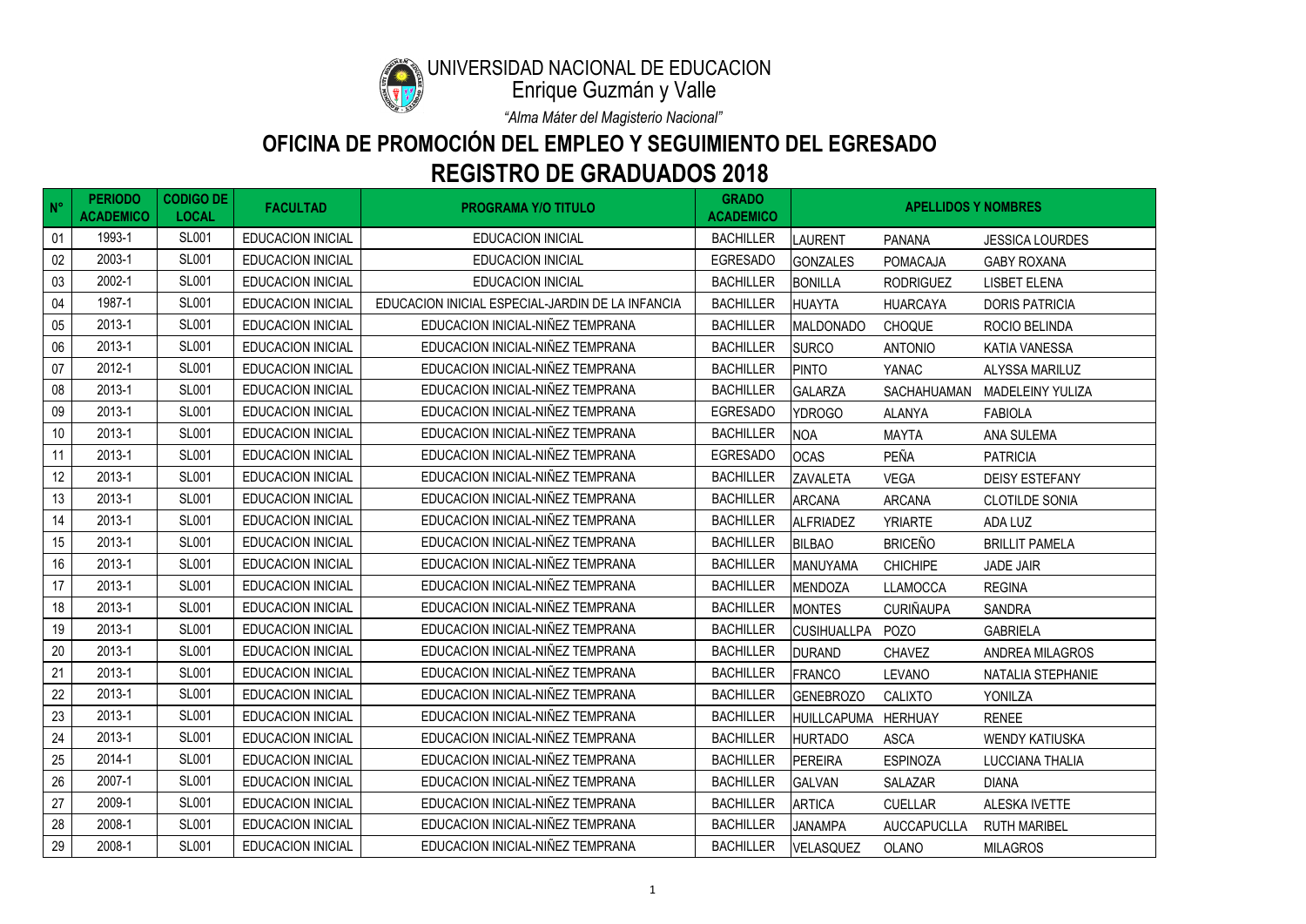UNIVERSIDAD NACIONAL DE EDUCACION
Enrique Guzmán y Valle

*"Alma Máter del Magisterio Nacional"*

# OFICINA DE PROMOCIÓN DEL EMPLEO Y SEGUIMIENTO DEL EGRESADO

# REGISTRO DE GRADUADOS 2018

| N° | PERIODO ACADEMICO | CODIGO DE LOCAL | FACULTAD | PROGRAMA Y/O TITULO | GRADO ACADEMICO | APELLIDOS Y NOMBRES | | |
|---|---|---|---|---|---|---|---|---|
| 01 | 1993-1 | SL001 | EDUCACION INICIAL | EDUCACION INICIAL | BACHILLER | LAURENT | PANANA | JESSICA LOURDES |
| 02 | 2003-1 | SL001 | EDUCACION INICIAL | EDUCACION INICIAL | EGRESADO | GONZALES | POMACAJA | GABY ROXANA |
| 03 | 2002-1 | SL001 | EDUCACION INICIAL | EDUCACION INICIAL | BACHILLER | BONILLA | RODRIGUEZ | LISBET ELENA |
| 04 | 1987-1 | SL001 | EDUCACION INICIAL | EDUCACION INICIAL ESPECIAL-JARDIN DE LA INFANCIA | BACHILLER | HUAYTA | HUARCAYA | DORIS PATRICIA |
| 05 | 2013-1 | SL001 | EDUCACION INICIAL | EDUCACION INICIAL-NIÑEZ TEMPRANA | BACHILLER | MALDONADO | CHOQUE | ROCIO BELINDA |
| 06 | 2013-1 | SL001 | EDUCACION INICIAL | EDUCACION INICIAL-NIÑEZ TEMPRANA | BACHILLER | SURCO | ANTONIO | KATIA VANESSA |
| 07 | 2012-1 | SL001 | EDUCACION INICIAL | EDUCACION INICIAL-NIÑEZ TEMPRANA | BACHILLER | PINTO | YANAC | ALYSSA MARILUZ |
| 08 | 2013-1 | SL001 | EDUCACION INICIAL | EDUCACION INICIAL-NIÑEZ TEMPRANA | BACHILLER | GALARZA | SACHAHUAMAN | MADELEINY YULIZA |
| 09 | 2013-1 | SL001 | EDUCACION INICIAL | EDUCACION INICIAL-NIÑEZ TEMPRANA | EGRESADO | YDROGO | ALANYA | FABIOLA |
| 10 | 2013-1 | SL001 | EDUCACION INICIAL | EDUCACION INICIAL-NIÑEZ TEMPRANA | BACHILLER | NOA | MAYTA | ANA SULEMA |
| 11 | 2013-1 | SL001 | EDUCACION INICIAL | EDUCACION INICIAL-NIÑEZ TEMPRANA | EGRESADO | OCAS | PEÑA | PATRICIA |
| 12 | 2013-1 | SL001 | EDUCACION INICIAL | EDUCACION INICIAL-NIÑEZ TEMPRANA | BACHILLER | ZAVALETA | VEGA | DEISY ESTEFANY |
| 13 | 2013-1 | SL001 | EDUCACION INICIAL | EDUCACION INICIAL-NIÑEZ TEMPRANA | BACHILLER | ARCANA | ARCANA | CLOTILDE SONIA |
| 14 | 2013-1 | SL001 | EDUCACION INICIAL | EDUCACION INICIAL-NIÑEZ TEMPRANA | BACHILLER | ALFRIADEZ | YRIARTE | ADA LUZ |
| 15 | 2013-1 | SL001 | EDUCACION INICIAL | EDUCACION INICIAL-NIÑEZ TEMPRANA | BACHILLER | BILBAO | BRICEÑO | BRILLIT PAMELA |
| 16 | 2013-1 | SL001 | EDUCACION INICIAL | EDUCACION INICIAL-NIÑEZ TEMPRANA | BACHILLER | MANUYAMA | CHICHIPE | JADE JAIR |
| 17 | 2013-1 | SL001 | EDUCACION INICIAL | EDUCACION INICIAL-NIÑEZ TEMPRANA | BACHILLER | MENDOZA | LLAMOCCA | REGINA |
| 18 | 2013-1 | SL001 | EDUCACION INICIAL | EDUCACION INICIAL-NIÑEZ TEMPRANA | BACHILLER | MONTES | CURIÑAUPA | SANDRA |
| 19 | 2013-1 | SL001 | EDUCACION INICIAL | EDUCACION INICIAL-NIÑEZ TEMPRANA | BACHILLER | CUSIHUALLPA | POZO | GABRIELA |
| 20 | 2013-1 | SL001 | EDUCACION INICIAL | EDUCACION INICIAL-NIÑEZ TEMPRANA | BACHILLER | DURAND | CHAVEZ | ANDREA MILAGROS |
| 21 | 2013-1 | SL001 | EDUCACION INICIAL | EDUCACION INICIAL-NIÑEZ TEMPRANA | BACHILLER | FRANCO | LEVANO | NATALIA STEPHANIE |
| 22 | 2013-1 | SL001 | EDUCACION INICIAL | EDUCACION INICIAL-NIÑEZ TEMPRANA | BACHILLER | GENEBROZO | CALIXTO | YONILZA |
| 23 | 2013-1 | SL001 | EDUCACION INICIAL | EDUCACION INICIAL-NIÑEZ TEMPRANA | BACHILLER | HUILLCAPUMA | HERHUAY | RENEE |
| 24 | 2013-1 | SL001 | EDUCACION INICIAL | EDUCACION INICIAL-NIÑEZ TEMPRANA | BACHILLER | HURTADO | ASCA | WENDY KATIUSKA |
| 25 | 2014-1 | SL001 | EDUCACION INICIAL | EDUCACION INICIAL-NIÑEZ TEMPRANA | BACHILLER | PEREIRA | ESPINOZA | LUCCIANA THALIA |
| 26 | 2007-1 | SL001 | EDUCACION INICIAL | EDUCACION INICIAL-NIÑEZ TEMPRANA | BACHILLER | GALVAN | SALAZAR | DIANA |
| 27 | 2009-1 | SL001 | EDUCACION INICIAL | EDUCACION INICIAL-NIÑEZ TEMPRANA | BACHILLER | ARTICA | CUELLAR | ALESKA IVETTE |
| 28 | 2008-1 | SL001 | EDUCACION INICIAL | EDUCACION INICIAL-NIÑEZ TEMPRANA | BACHILLER | JANAMPA | AUCCAPUCLLA | RUTH MARIBEL |
| 29 | 2008-1 | SL001 | EDUCACION INICIAL | EDUCACION INICIAL-NIÑEZ TEMPRANA | BACHILLER | VELASQUEZ | OLANO | MILAGROS |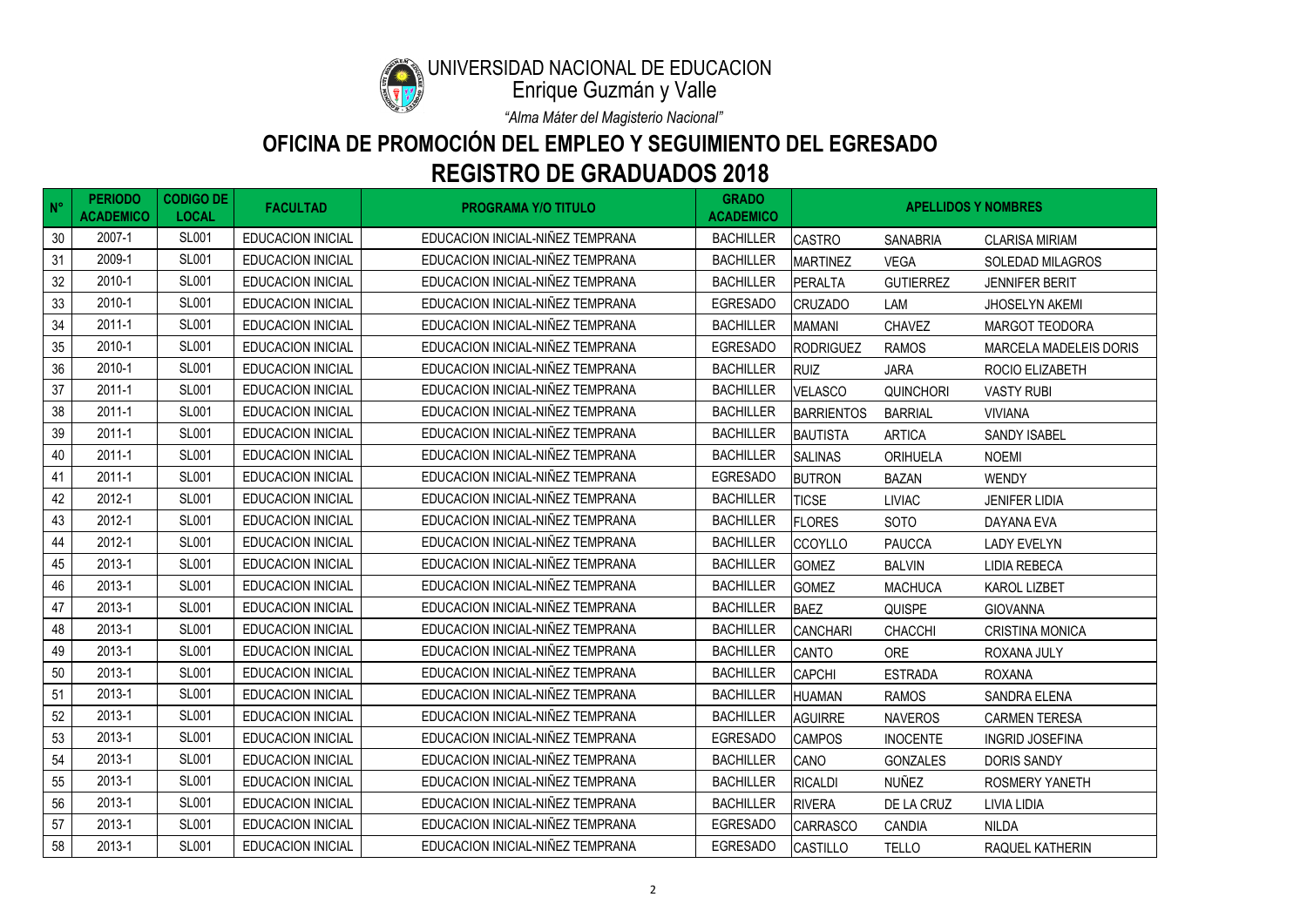UNIVERSIDAD NACIONAL DE EDUCACION
Enrique Guzmán y Valle

*"Alma Máter del Magisterio Nacional"*

## OFICINA DE PROMOCIÓN DEL EMPLEO Y SEGUIMIENTO DEL EGRESADO

## REGISTRO DE GRADUADOS 2018

| N° | PERIODO ACADEMICO | CODIGO DE LOCAL | FACULTAD | PROGRAMA Y/O TITULO | GRADO ACADEMICO | APELLIDOS Y NOMBRES | | |
|---|---|---|---|---|---|---|---|---|
| 30 | 2007-1 | SL001 | EDUCACION INICIAL | EDUCACION INICIAL-NIÑEZ TEMPRANA | BACHILLER | CASTRO | SANABRIA | CLARISA MIRIAM |
| 31 | 2009-1 | SL001 | EDUCACION INICIAL | EDUCACION INICIAL-NIÑEZ TEMPRANA | BACHILLER | MARTINEZ | VEGA | SOLEDAD MILAGROS |
| 32 | 2010-1 | SL001 | EDUCACION INICIAL | EDUCACION INICIAL-NIÑEZ TEMPRANA | BACHILLER | PERALTA | GUTIERREZ | JENNIFER BERIT |
| 33 | 2010-1 | SL001 | EDUCACION INICIAL | EDUCACION INICIAL-NIÑEZ TEMPRANA | EGRESADO | CRUZADO | LAM | JHOSELYN AKEMI |
| 34 | 2011-1 | SL001 | EDUCACION INICIAL | EDUCACION INICIAL-NIÑEZ TEMPRANA | BACHILLER | MAMANI | CHAVEZ | MARGOT TEODORA |
| 35 | 2010-1 | SL001 | EDUCACION INICIAL | EDUCACION INICIAL-NIÑEZ TEMPRANA | EGRESADO | RODRIGUEZ | RAMOS | MARCELA MADELEIS DORIS |
| 36 | 2010-1 | SL001 | EDUCACION INICIAL | EDUCACION INICIAL-NIÑEZ TEMPRANA | BACHILLER | RUIZ | JARA | ROCIO ELIZABETH |
| 37 | 2011-1 | SL001 | EDUCACION INICIAL | EDUCACION INICIAL-NIÑEZ TEMPRANA | BACHILLER | VELASCO | QUINCHORI | VASTY RUBI |
| 38 | 2011-1 | SL001 | EDUCACION INICIAL | EDUCACION INICIAL-NIÑEZ TEMPRANA | BACHILLER | BARRIENTOS | BARRIAL | VIVIANA |
| 39 | 2011-1 | SL001 | EDUCACION INICIAL | EDUCACION INICIAL-NIÑEZ TEMPRANA | BACHILLER | BAUTISTA | ARTICA | SANDY ISABEL |
| 40 | 2011-1 | SL001 | EDUCACION INICIAL | EDUCACION INICIAL-NIÑEZ TEMPRANA | BACHILLER | SALINAS | ORIHUELA | NOEMI |
| 41 | 2011-1 | SL001 | EDUCACION INICIAL | EDUCACION INICIAL-NIÑEZ TEMPRANA | EGRESADO | BUTRON | BAZAN | WENDY |
| 42 | 2012-1 | SL001 | EDUCACION INICIAL | EDUCACION INICIAL-NIÑEZ TEMPRANA | BACHILLER | TICSE | LIVIAC | JENIFER LIDIA |
| 43 | 2012-1 | SL001 | EDUCACION INICIAL | EDUCACION INICIAL-NIÑEZ TEMPRANA | BACHILLER | FLORES | SOTO | DAYANA EVA |
| 44 | 2012-1 | SL001 | EDUCACION INICIAL | EDUCACION INICIAL-NIÑEZ TEMPRANA | BACHILLER | CCOYLLO | PAUCCA | LADY EVELYN |
| 45 | 2013-1 | SL001 | EDUCACION INICIAL | EDUCACION INICIAL-NIÑEZ TEMPRANA | BACHILLER | GOMEZ | BALVIN | LIDIA REBECA |
| 46 | 2013-1 | SL001 | EDUCACION INICIAL | EDUCACION INICIAL-NIÑEZ TEMPRANA | BACHILLER | GOMEZ | MACHUCA | KAROL LIZBET |
| 47 | 2013-1 | SL001 | EDUCACION INICIAL | EDUCACION INICIAL-NIÑEZ TEMPRANA | BACHILLER | BAEZ | QUISPE | GIOVANNA |
| 48 | 2013-1 | SL001 | EDUCACION INICIAL | EDUCACION INICIAL-NIÑEZ TEMPRANA | BACHILLER | CANCHARI | CHACCHI | CRISTINA MONICA |
| 49 | 2013-1 | SL001 | EDUCACION INICIAL | EDUCACION INICIAL-NIÑEZ TEMPRANA | BACHILLER | CANTO | ORE | ROXANA JULY |
| 50 | 2013-1 | SL001 | EDUCACION INICIAL | EDUCACION INICIAL-NIÑEZ TEMPRANA | BACHILLER | CAPCHI | ESTRADA | ROXANA |
| 51 | 2013-1 | SL001 | EDUCACION INICIAL | EDUCACION INICIAL-NIÑEZ TEMPRANA | BACHILLER | HUAMAN | RAMOS | SANDRA ELENA |
| 52 | 2013-1 | SL001 | EDUCACION INICIAL | EDUCACION INICIAL-NIÑEZ TEMPRANA | BACHILLER | AGUIRRE | NAVEROS | CARMEN TERESA |
| 53 | 2013-1 | SL001 | EDUCACION INICIAL | EDUCACION INICIAL-NIÑEZ TEMPRANA | EGRESADO | CAMPOS | INOCENTE | INGRID JOSEFINA |
| 54 | 2013-1 | SL001 | EDUCACION INICIAL | EDUCACION INICIAL-NIÑEZ TEMPRANA | BACHILLER | CANO | GONZALES | DORIS SANDY |
| 55 | 2013-1 | SL001 | EDUCACION INICIAL | EDUCACION INICIAL-NIÑEZ TEMPRANA | BACHILLER | RICALDI | NUÑEZ | ROSMERY YANETH |
| 56 | 2013-1 | SL001 | EDUCACION INICIAL | EDUCACION INICIAL-NIÑEZ TEMPRANA | BACHILLER | RIVERA | DE LA CRUZ | LIVIA LIDIA |
| 57 | 2013-1 | SL001 | EDUCACION INICIAL | EDUCACION INICIAL-NIÑEZ TEMPRANA | EGRESADO | CARRASCO | CANDIA | NILDA |
| 58 | 2013-1 | SL001 | EDUCACION INICIAL | EDUCACION INICIAL-NIÑEZ TEMPRANA | EGRESADO | CASTILLO | TELLO | RAQUEL KATHERIN |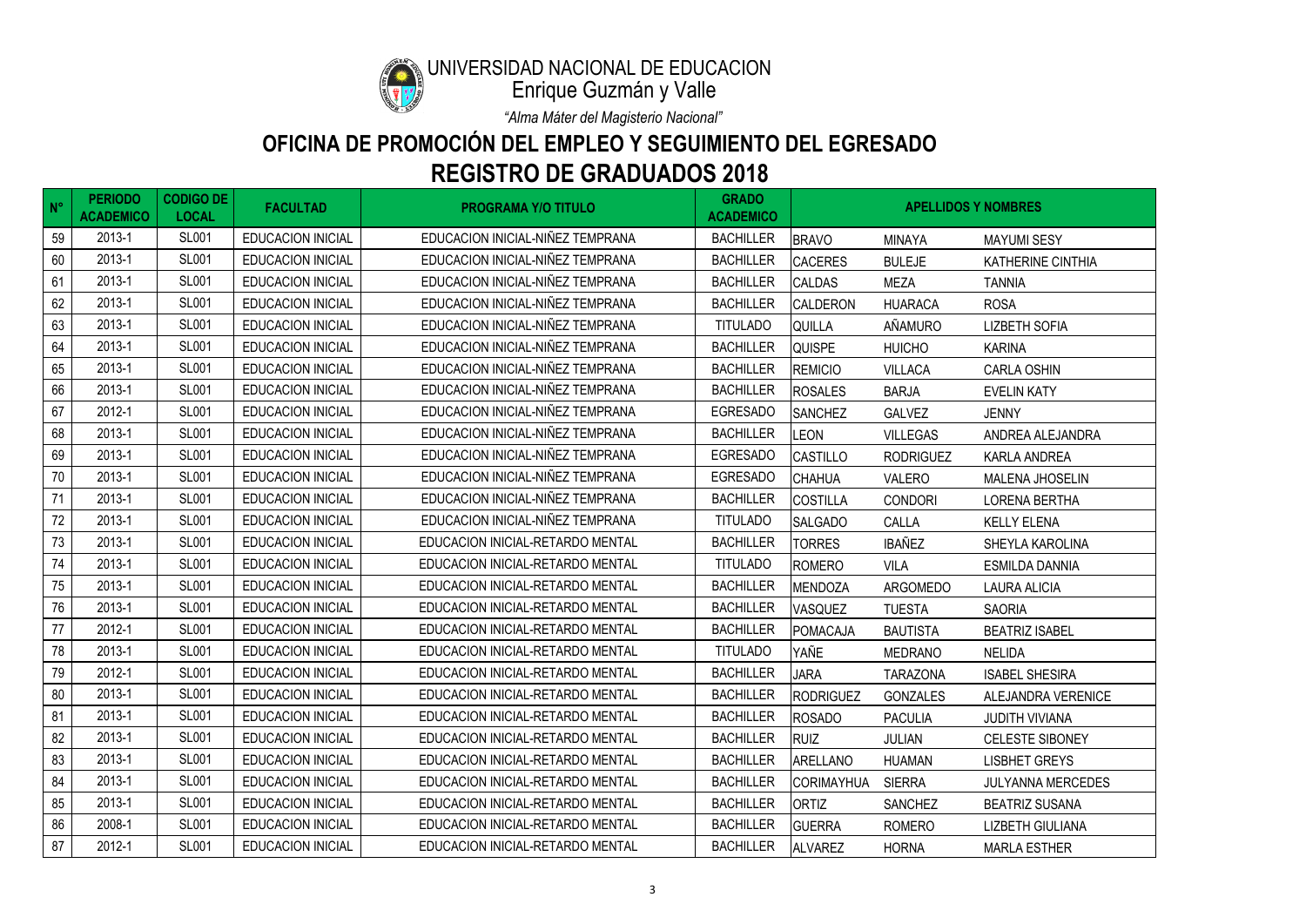UNIVERSIDAD NACIONAL DE EDUCACION
Enrique Guzmán y Valle

*"Alma Máter del Magisterio Nacional"*

# OFICINA DE PROMOCIÓN DEL EMPLEO Y SEGUIMIENTO DEL EGRESADO

# REGISTRO DE GRADUADOS 2018

| N° | PERIODO ACADEMICO | CODIGO DE LOCAL | FACULTAD | PROGRAMA Y/O TITULO | GRADO ACADEMICO | APELLIDOS Y NOMBRES | | |
|---|---|---|---|---|---|---|---|---|
| 59 | 2013-1 | SL001 | EDUCACION INICIAL | EDUCACION INICIAL-NIÑEZ TEMPRANA | BACHILLER | BRAVO | MINAYA | MAYUMI SESY |
| 60 | 2013-1 | SL001 | EDUCACION INICIAL | EDUCACION INICIAL-NIÑEZ TEMPRANA | BACHILLER | CACERES | BULEJE | KATHERINE CINTHIA |
| 61 | 2013-1 | SL001 | EDUCACION INICIAL | EDUCACION INICIAL-NIÑEZ TEMPRANA | BACHILLER | CALDAS | MEZA | TANNIA |
| 62 | 2013-1 | SL001 | EDUCACION INICIAL | EDUCACION INICIAL-NIÑEZ TEMPRANA | BACHILLER | CALDERON | HUARACA | ROSA |
| 63 | 2013-1 | SL001 | EDUCACION INICIAL | EDUCACION INICIAL-NIÑEZ TEMPRANA | TITULADO | QUILLA | AÑAMURO | LIZBETH SOFIA |
| 64 | 2013-1 | SL001 | EDUCACION INICIAL | EDUCACION INICIAL-NIÑEZ TEMPRANA | BACHILLER | QUISPE | HUICHO | KARINA |
| 65 | 2013-1 | SL001 | EDUCACION INICIAL | EDUCACION INICIAL-NIÑEZ TEMPRANA | BACHILLER | REMICIO | VILLACA | CARLA OSHIN |
| 66 | 2013-1 | SL001 | EDUCACION INICIAL | EDUCACION INICIAL-NIÑEZ TEMPRANA | BACHILLER | ROSALES | BARJA | EVELIN KATY |
| 67 | 2012-1 | SL001 | EDUCACION INICIAL | EDUCACION INICIAL-NIÑEZ TEMPRANA | EGRESADO | SANCHEZ | GALVEZ | JENNY |
| 68 | 2013-1 | SL001 | EDUCACION INICIAL | EDUCACION INICIAL-NIÑEZ TEMPRANA | BACHILLER | LEON | VILLEGAS | ANDREA ALEJANDRA |
| 69 | 2013-1 | SL001 | EDUCACION INICIAL | EDUCACION INICIAL-NIÑEZ TEMPRANA | EGRESADO | CASTILLO | RODRIGUEZ | KARLA ANDREA |
| 70 | 2013-1 | SL001 | EDUCACION INICIAL | EDUCACION INICIAL-NIÑEZ TEMPRANA | EGRESADO | CHAHUA | VALERO | MALENA JHOSELIN |
| 71 | 2013-1 | SL001 | EDUCACION INICIAL | EDUCACION INICIAL-NIÑEZ TEMPRANA | BACHILLER | COSTILLA | CONDORI | LORENA BERTHA |
| 72 | 2013-1 | SL001 | EDUCACION INICIAL | EDUCACION INICIAL-NIÑEZ TEMPRANA | TITULADO | SALGADO | CALLA | KELLY ELENA |
| 73 | 2013-1 | SL001 | EDUCACION INICIAL | EDUCACION INICIAL-RETARDO MENTAL | BACHILLER | TORRES | IBAÑEZ | SHEYLA KAROLINA |
| 74 | 2013-1 | SL001 | EDUCACION INICIAL | EDUCACION INICIAL-RETARDO MENTAL | TITULADO | ROMERO | VILA | ESMILDA DANNIA |
| 75 | 2013-1 | SL001 | EDUCACION INICIAL | EDUCACION INICIAL-RETARDO MENTAL | BACHILLER | MENDOZA | ARGOMEDO | LAURA ALICIA |
| 76 | 2013-1 | SL001 | EDUCACION INICIAL | EDUCACION INICIAL-RETARDO MENTAL | BACHILLER | VASQUEZ | TUESTA | SAORIA |
| 77 | 2012-1 | SL001 | EDUCACION INICIAL | EDUCACION INICIAL-RETARDO MENTAL | BACHILLER | POMACAJA | BAUTISTA | BEATRIZ ISABEL |
| 78 | 2013-1 | SL001 | EDUCACION INICIAL | EDUCACION INICIAL-RETARDO MENTAL | TITULADO | YAÑE | MEDRANO | NELIDA |
| 79 | 2012-1 | SL001 | EDUCACION INICIAL | EDUCACION INICIAL-RETARDO MENTAL | BACHILLER | JARA | TARAZONA | ISABEL SHESIRA |
| 80 | 2013-1 | SL001 | EDUCACION INICIAL | EDUCACION INICIAL-RETARDO MENTAL | BACHILLER | RODRIGUEZ | GONZALES | ALEJANDRA VERENICE |
| 81 | 2013-1 | SL001 | EDUCACION INICIAL | EDUCACION INICIAL-RETARDO MENTAL | BACHILLER | ROSADO | PACULIA | JUDITH VIVIANA |
| 82 | 2013-1 | SL001 | EDUCACION INICIAL | EDUCACION INICIAL-RETARDO MENTAL | BACHILLER | RUIZ | JULIAN | CELESTE SIBONEY |
| 83 | 2013-1 | SL001 | EDUCACION INICIAL | EDUCACION INICIAL-RETARDO MENTAL | BACHILLER | ARELLANO | HUAMAN | LISBHET GREYS |
| 84 | 2013-1 | SL001 | EDUCACION INICIAL | EDUCACION INICIAL-RETARDO MENTAL | BACHILLER | CORIMAYHUA | SIERRA | JULYANNA MERCEDES |
| 85 | 2013-1 | SL001 | EDUCACION INICIAL | EDUCACION INICIAL-RETARDO MENTAL | BACHILLER | ORTIZ | SANCHEZ | BEATRIZ SUSANA |
| 86 | 2008-1 | SL001 | EDUCACION INICIAL | EDUCACION INICIAL-RETARDO MENTAL | BACHILLER | GUERRA | ROMERO | LIZBETH GIULIANA |
| 87 | 2012-1 | SL001 | EDUCACION INICIAL | EDUCACION INICIAL-RETARDO MENTAL | BACHILLER | ALVAREZ | HORNA | MARLA ESTHER |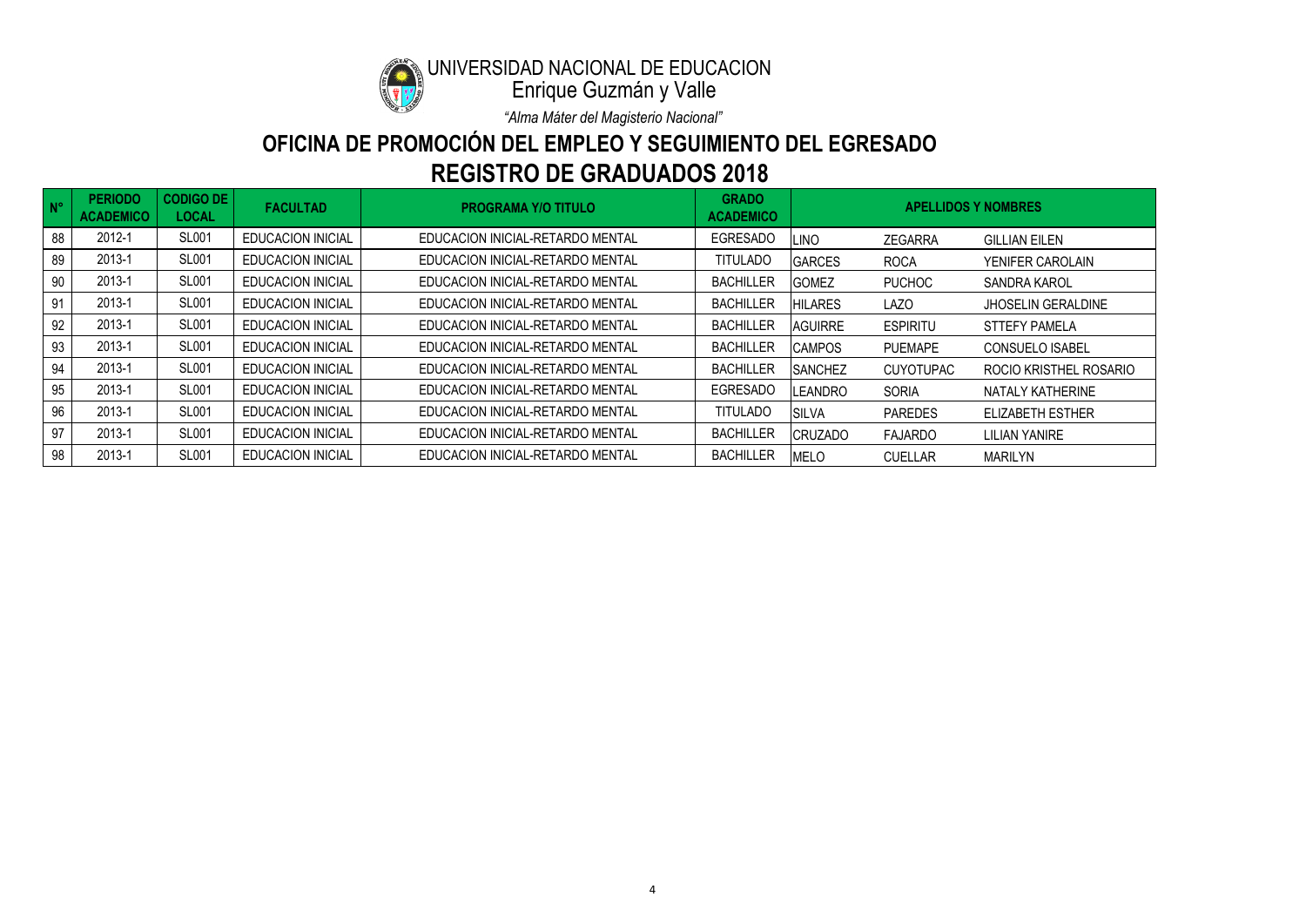UNIVERSIDAD NACIONAL DE EDUCACION
Enrique Guzmán y Valle

*"Alma Máter del Magisterio Nacional"*

## OFICINA DE PROMOCIÓN DEL EMPLEO Y SEGUIMIENTO DEL EGRESADO

## REGISTRO DE GRADUADOS 2018

| N° | PERIODO ACADEMICO | CODIGO DE LOCAL | FACULTAD | PROGRAMA Y/O TITULO | GRADO ACADEMICO | APELLIDOS Y NOMBRES | | |
|---|---|---|---|---|---|---|---|---|
| 88 | 2012-1 | SL001 | EDUCACION INICIAL | EDUCACION INICIAL-RETARDO MENTAL | EGRESADO | LINO | ZEGARRA | GILLIAN EILEN |
| 89 | 2013-1 | SL001 | EDUCACION INICIAL | EDUCACION INICIAL-RETARDO MENTAL | TITULADO | GARCES | ROCA | YENIFER CAROLAIN |
| 90 | 2013-1 | SL001 | EDUCACION INICIAL | EDUCACION INICIAL-RETARDO MENTAL | BACHILLER | GOMEZ | PUCHOC | SANDRA KAROL |
| 91 | 2013-1 | SL001 | EDUCACION INICIAL | EDUCACION INICIAL-RETARDO MENTAL | BACHILLER | HILARES | LAZO | JHOSELIN GERALDINE |
| 92 | 2013-1 | SL001 | EDUCACION INICIAL | EDUCACION INICIAL-RETARDO MENTAL | BACHILLER | AGUIRRE | ESPIRITU | STTEFY PAMELA |
| 93 | 2013-1 | SL001 | EDUCACION INICIAL | EDUCACION INICIAL-RETARDO MENTAL | BACHILLER | CAMPOS | PUEMAPE | CONSUELO ISABEL |
| 94 | 2013-1 | SL001 | EDUCACION INICIAL | EDUCACION INICIAL-RETARDO MENTAL | BACHILLER | SANCHEZ | CUYOTUPAC | ROCIO KRISTHEL ROSARIO |
| 95 | 2013-1 | SL001 | EDUCACION INICIAL | EDUCACION INICIAL-RETARDO MENTAL | EGRESADO | LEANDRO | SORIA | NATALY KATHERINE |
| 96 | 2013-1 | SL001 | EDUCACION INICIAL | EDUCACION INICIAL-RETARDO MENTAL | TITULADO | SILVA | PAREDES | ELIZABETH ESTHER |
| 97 | 2013-1 | SL001 | EDUCACION INICIAL | EDUCACION INICIAL-RETARDO MENTAL | BACHILLER | CRUZADO | FAJARDO | LILIAN YANIRE |
| 98 | 2013-1 | SL001 | EDUCACION INICIAL | EDUCACION INICIAL-RETARDO MENTAL | BACHILLER | MELO | CUELLAR | MARILYN |